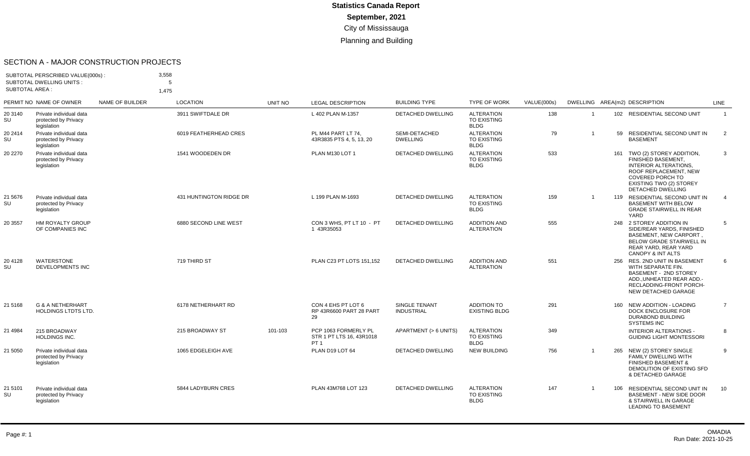# Statistics Canada Report
## September, 2021
### City of Mississauga
### Planning and Building

SECTION A - MAJOR CONSTRUCTION PROJECTS

SUBTOTAL PERSCRIBED VALUE(000s) : 3,558
SUBTOTAL DWELLING UNITS : 5
SUBTOTAL AREA : 1,475

| PERMIT NO | NAME OF OWNER | NAME OF BUILDER | LOCATION | UNIT NO | LEGAL DESCRIPTION | BUILDING TYPE | TYPE OF WORK | VALUE(000s) | DWELLING | AREA(m2) | DESCRIPTION | LINE |
|---|---|---|---|---|---|---|---|---|---|---|---|---|
| 20 3140 SU | Private individual data protected by Privacy legislation | | 3911 SWIFTDALE DR | | L 402 PLAN M-1357 | DETACHED DWELLING | ALTERATION TO EXISTING BLDG | 138 | 1 | 102 | RESIDENTIAL SECOND UNIT | 1 |
| 20 2414 SU | Private individual data protected by Privacy legislation | | 6019 FEATHERHEAD CRES | | PL M44 PART LT 74, 43R3835 PTS 4, 5, 13, 20 | SEMI-DETACHED DWELLING | ALTERATION TO EXISTING BLDG | 79 | 1 | 59 | RESIDENTIAL SECOND UNIT IN BASEMENT | 2 |
| 20 2270 | Private individual data protected by Privacy legislation | | 1541 WOODEDEN DR | | PLAN M130 LOT 1 | DETACHED DWELLING | ALTERATION TO EXISTING BLDG | 533 | | 161 | TWO (2) STOREY ADDITION, FINISHED BASEMENT, INTERIOR ALTERATIONS, ROOF REPLACEMENT, NEW COVERED PORCH TO EXISTING TWO (2) STOREY DETACHED DWELLING | 3 |
| 21 5676 SU | Private individual data protected by Privacy legislation | | 431 HUNTINGTON RIDGE DR | | L 199 PLAN M-1693 | DETACHED DWELLING | ALTERATION TO EXISTING BLDG | 159 | 1 | 119 | RESIDENTIAL SECOND UNIT IN BASEMENT WITH BELOW GRADE STAIRWELL IN REAR YARD | 4 |
| 20 3557 | HM ROYALTY GROUP OF COMPANIES INC | | 6880 SECOND LINE WEST | | CON 3 WHS, PT LT 10 - PT 1 43R35053 | DETACHED DWELLING | ADDITION AND ALTERATION | 555 | | 248 | 2 STOREY ADDITION IN SIDE/REAR YARDS, FINISHED BASEMENT, NEW CARPORT , BELOW GRADE STAIRWELL IN REAR YARD, REAR YARD CANOPY & INT ALTS | 5 |
| 20 4128 SU | WATERSTONE DEVELOPMENTS INC | | 719 THIRD ST | | PLAN C23 PT LOTS 151,152 | DETACHED DWELLING | ADDITION AND ALTERATION | 551 | | 256 | RES. 2ND UNIT IN BASEMENT WITH SEPARATE FIN. BASEMENT - 2ND STOREY ADD.,UNHEATED REAR ADD.-RECLADDING-FRONT PORCH-NEW DETACHED GARAGE | 6 |
| 21 5168 | G & A NETHERHART HOLDINGS LTDTS LTD. | | 6178 NETHERHART RD | | CON 4 EHS PT LOT 6 RP 43R6600 PART 28 PART 29 | SINGLE TENANT INDUSTRIAL | ADDITION TO EXISTING BLDG | 291 | | 160 | NEW ADDITION - LOADING DOCK ENCLOSURE FOR DURABOND BUILDING SYSTEMS INC | 7 |
| 21 4984 | 215 BROADWAY HOLDINGS INC. | | 215 BROADWAY ST | 101-103 | PCP 1063 FORMERLY PL STR 1 PT LTS 16, 43R1018 PT 1 | APARTMENT (> 6 UNITS) | ALTERATION TO EXISTING BLDG | 349 | | | INTERIOR ALTERATIONS - GUIDING LIGHT MONTESSORI | 8 |
| 21 5050 | Private individual data protected by Privacy legislation | | 1065 EDGELEIGH AVE | | PLAN D19 LOT 64 | DETACHED DWELLING | NEW BUILDING | 756 | 1 | 265 | NEW (2) STOREY SINGLE FAMILY DWELLING WITH FINISHED BASEMENT & DEMOLITION OF EXISTING SFD & DETACHED GARAGE | 9 |
| 21 5101 SU | Private individual data protected by Privacy legislation | | 5844 LADYBURN CRES | | PLAN 43M768 LOT 123 | DETACHED DWELLING | ALTERATION TO EXISTING BLDG | 147 | 1 | 106 | RESIDENTIAL SECOND UNIT IN BASEMENT - NEW SIDE DOOR & STAIRWELL IN GARAGE LEADING TO BASEMENT | 10 |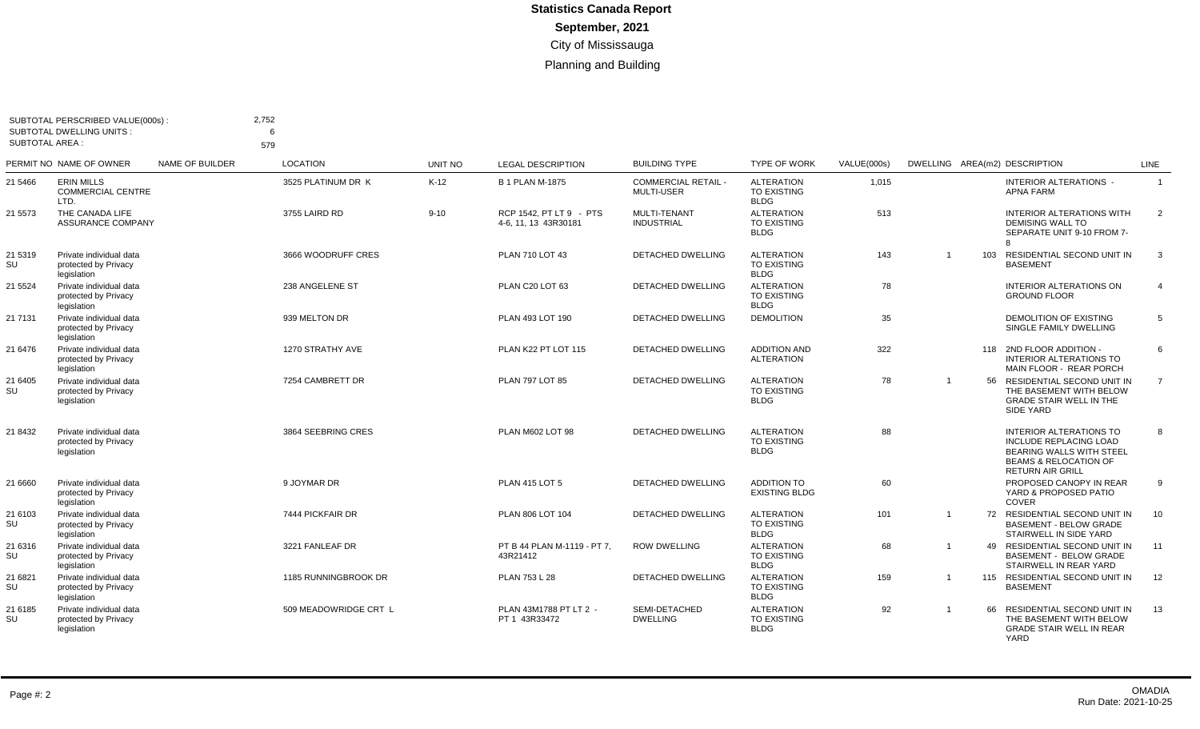# Statistics Canada Report

**September, 2021**

City of Mississauga

Planning and Building

SUBTOTAL PERSCRIBED VALUE(000s) : 2,752
SUBTOTAL DWELLING UNITS : 6
SUBTOTAL AREA : 579

| PERMIT NO | NAME OF OWNER | NAME OF BUILDER | LOCATION | UNIT NO | LEGAL DESCRIPTION | BUILDING TYPE | TYPE OF WORK | VALUE(000s) | DWELLING | AREA(m2) | DESCRIPTION | LINE |
|---|---|---|---|---|---|---|---|---|---|---|---|---|
| 21 5466 | ERIN MILLS COMMERCIAL CENTRE LTD. | | 3525 PLATINUM DR K | K-12 | B 1 PLAN M-1875 | COMMERCIAL RETAIL - MULTI-USER | ALTERATION TO EXISTING BLDG | 1,015 | | | INTERIOR ALTERATIONS - APNA FARM | 1 |
| 21 5573 | THE CANADA LIFE ASSURANCE COMPANY | | 3755 LAIRD RD | 9-10 | RCP 1542, PT LT 9 - PTS 4-6, 11, 13 43R30181 | MULTI-TENANT INDUSTRIAL | ALTERATION TO EXISTING BLDG | 513 | | | INTERIOR ALTERATIONS WITH DEMISING WALL TO SEPARATE UNIT 9-10 FROM 7-8 | 2 |
| 21 5319 SU | Private individual data protected by Privacy legislation | | 3666 WOODRUFF CRES | | PLAN 710 LOT 43 | DETACHED DWELLING | ALTERATION TO EXISTING BLDG | 143 | 1 | 103 | RESIDENTIAL SECOND UNIT IN BASEMENT | 3 |
| 21 5524 | Private individual data protected by Privacy legislation | | 238 ANGELENE ST | | PLAN C20 LOT 63 | DETACHED DWELLING | ALTERATION TO EXISTING BLDG | 78 | | | INTERIOR ALTERATIONS ON GROUND FLOOR | 4 |
| 21 7131 | Private individual data protected by Privacy legislation | | 939 MELTON DR | | PLAN 493 LOT 190 | DETACHED DWELLING | DEMOLITION | 35 | | | DEMOLITION OF EXISTING SINGLE FAMILY DWELLING | 5 |
| 21 6476 | Private individual data protected by Privacy legislation | | 1270 STRATHY AVE | | PLAN K22 PT LOT 115 | DETACHED DWELLING | ADDITION AND ALTERATION | 322 | | 118 | 2ND FLOOR ADDITION - INTERIOR ALTERATIONS TO MAIN FLOOR - REAR PORCH | 6 |
| 21 6405 SU | Private individual data protected by Privacy legislation | | 7254 CAMBRETT DR | | PLAN 797 LOT 85 | DETACHED DWELLING | ALTERATION TO EXISTING BLDG | 78 | 1 | 56 | RESIDENTIAL SECOND UNIT IN THE BASEMENT WITH BELOW GRADE STAIR WELL IN THE SIDE YARD | 7 |
| 21 8432 | Private individual data protected by Privacy legislation | | 3864 SEEBRING CRES | | PLAN M602 LOT 98 | DETACHED DWELLING | ALTERATION TO EXISTING BLDG | 88 | | | INTERIOR ALTERATIONS TO INCLUDE REPLACING LOAD BEARING WALLS WITH STEEL BEAMS & RELOCATION OF RETURN AIR GRILL | 8 |
| 21 6660 | Private individual data protected by Privacy legislation | | 9 JOYMAR DR | | PLAN 415 LOT 5 | DETACHED DWELLING | ADDITION TO EXISTING BLDG | 60 | | | PROPOSED CANOPY IN REAR YARD & PROPOSED PATIO COVER | 9 |
| 21 6103 SU | Private individual data protected by Privacy legislation | | 7444 PICKFAIR DR | | PLAN 806 LOT 104 | DETACHED DWELLING | ALTERATION TO EXISTING BLDG | 101 | 1 | 72 | RESIDENTIAL SECOND UNIT IN BASEMENT - BELOW GRADE STAIRWELL IN SIDE YARD | 10 |
| 21 6316 SU | Private individual data protected by Privacy legislation | | 3221 FANLEAF DR | | PT B 44 PLAN M-1119 - PT 7, 43R21412 | ROW DWELLING | ALTERATION TO EXISTING BLDG | 68 | 1 | 49 | RESIDENTIAL SECOND UNIT IN BASEMENT - BELOW GRADE STAIRWELL IN REAR YARD | 11 |
| 21 6821 SU | Private individual data protected by Privacy legislation | | 1185 RUNNINGBROOK DR | | PLAN 753 L 28 | DETACHED DWELLING | ALTERATION TO EXISTING BLDG | 159 | 1 | 115 | RESIDENTIAL SECOND UNIT IN BASEMENT | 12 |
| 21 6185 SU | Private individual data protected by Privacy legislation | | 509 MEADOWRIDGE CRT L | | PLAN 43M1788 PT LT 2 - PT 1 43R33472 | SEMI-DETACHED DWELLING | ALTERATION TO EXISTING BLDG | 92 | 1 | 66 | RESIDENTIAL SECOND UNIT IN THE BASEMENT WITH BELOW GRADE STAIR WELL IN REAR YARD | 13 |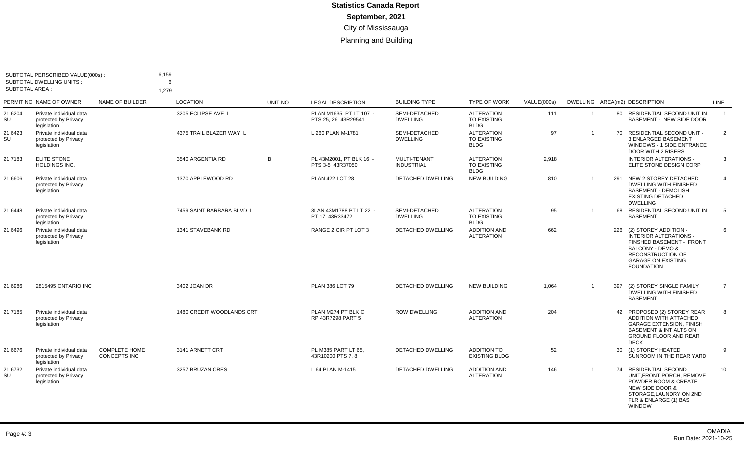**Statistics Canada Report**

**September, 2021**

City of Mississauga

Planning and Building

SUBTOTAL PERSCRIBED VALUE(000s) : 6,159
SUBTOTAL DWELLING UNITS : 6
SUBTOTAL AREA : 1,279

| PERMIT NO | NAME OF OWNER | NAME OF BUILDER | LOCATION | UNIT NO | LEGAL DESCRIPTION | BUILDING TYPE | TYPE OF WORK | VALUE(000s) | DWELLING | AREA(m2) | DESCRIPTION | LINE |
|---|---|---|---|---|---|---|---|---|---|---|---|---|
| 21 6204 SU | Private individual data protected by Privacy legislation | | 3205 ECLIPSE AVE L | | PLAN M1635 PT LT 107 - PTS 25, 26 43R29541 | SEMI-DETACHED DWELLING | ALTERATION TO EXISTING BLDG | 111 | 1 | 80 | RESIDENTIAL SECOND UNIT IN BASEMENT - NEW SIDE DOOR | 1 |
| 21 6423 SU | Private individual data protected by Privacy legislation | | 4375 TRAIL BLAZER WAY L | | L 260 PLAN M-1781 | SEMI-DETACHED DWELLING | ALTERATION TO EXISTING BLDG | 97 | 1 | 70 | RESIDENTIAL SECOND UNIT - 3 ENLARGED BASEMENT WINDOWS - 1 SIDE ENTRANCE DOOR WITH 2 RISERS | 2 |
| 21 7183 | ELITE STONE HOLDINGS INC. | | 3540 ARGENTIA RD | B | PL 43M2001, PT BLK 16 - PTS 3-5 43R37050 | MULTI-TENANT INDUSTRIAL | ALTERATION TO EXISTING BLDG | 2,918 | | | INTERIOR ALTERATIONS - ELITE STONE DESIGN CORP | 3 |
| 21 6606 | Private individual data protected by Privacy legislation | | 1370 APPLEWOOD RD | | PLAN 422 LOT 28 | DETACHED DWELLING | NEW BUILDING | 810 | 1 | 291 | NEW 2 STOREY DETACHED DWELLING WITH FINISHED BASEMENT - DEMOLISH EXISTING DETACHED DWELLING | 4 |
| 21 6448 | Private individual data protected by Privacy legislation | | 7459 SAINT BARBARA BLVD L | | 3LAN 43M1788 PT LT 22 - PT 17 43R33472 | SEMI-DETACHED DWELLING | ALTERATION TO EXISTING BLDG | 95 | 1 | 68 | RESIDENTIAL SECOND UNIT IN BASEMENT | 5 |
| 21 6496 | Private individual data protected by Privacy legislation | | 1341 STAVEBANK RD | | RANGE 2 CIR PT LOT 3 | DETACHED DWELLING | ADDITION AND ALTERATION | 662 | | 226 | (2) STOREY ADDITION - INTERIOR ALTERATIONS - FINSHED BASEMENT - FRONT BALCONY - DEMO & RECONSTRUCTION OF GARAGE ON EXISTING FOUNDATION | 6 |
| 21 6986 | 2815495 ONTARIO INC | | 3402 JOAN DR | | PLAN 386 LOT 79 | DETACHED DWELLING | NEW BUILDING | 1,064 | 1 | 397 | (2) STOREY SINGLE FAMILY DWELLING WITH FINISHED BASEMENT | 7 |
| 21 7185 | Private individual data protected by Privacy legislation | | 1480 CREDIT WOODLANDS CRT | | PLAN M274 PT BLK C RP 43R7298 PART 5 | ROW DWELLING | ADDITION AND ALTERATION | 204 | | 42 | PROPOSED (2) STOREY REAR ADDITION WITH ATTACHED GARAGE EXTENSION, FINISH BASEMENT & INT ALTS ON GROUND FLOOR AND REAR DECK | 8 |
| 21 6676 | Private individual data protected by Privacy legislation | COMPLETE HOME CONCEPTS INC | 3141 ARNETT CRT | | PL M385 PART LT 65, 43R10200 PTS 7, 8 | DETACHED DWELLING | ADDITION TO EXISTING BLDG | 52 | | 30 | (1) STOREY HEATED SUNROOM IN THE REAR YARD | 9 |
| 21 6732 SU | Private individual data protected by Privacy legislation | | 3257 BRUZAN CRES | | L 64 PLAN M-1415 | DETACHED DWELLING | ADDITION AND ALTERATION | 146 | 1 | 74 | RESIDENTIAL SECOND UNIT,FRONT PORCH, REMOVE POWDER ROOM & CREATE NEW SIDE DOOR & STORAGE,LAUNDRY ON 2ND FLR & ENLARGE (1) BAS WINDOW | 10 |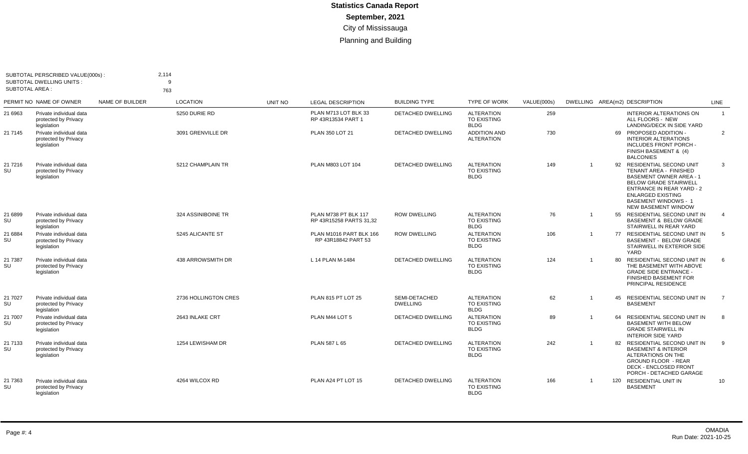# Statistics Canada Report

**September, 2021**

City of Mississauga

Planning and Building

SUBTOTAL PERSCRIBED VALUE(000s) : 2,114
SUBTOTAL DWELLING UNITS : 9
SUBTOTAL AREA : 763

| PERMIT NO | NAME OF OWNER | NAME OF BUILDER | LOCATION | UNIT NO | LEGAL DESCRIPTION | BUILDING TYPE | TYPE OF WORK | VALUE(000s) | DWELLING | AREA(m2) | DESCRIPTION | LINE |
|---|---|---|---|---|---|---|---|---|---|---|---|---|
| 21 6963 | Private individual data protected by Privacy legislation | | 5250 DURIE RD | | PLAN M713 LOT BLK 33 RP 43R13534 PART 1 | DETACHED DWELLING | ALTERATION TO EXISTING BLDG | 259 | | | INTERIOR ALTERATIONS ON ALL FLOORS - NEW LANDING/DECK IN SIDE YARD | 1 |
| 21 7145 | Private individual data protected by Privacy legislation | | 3091 GRENVILLE DR | | PLAN 350 LOT 21 | DETACHED DWELLING | ADDITION AND ALTERATION | 730 | | 69 | PROPOSED ADDITION - INTERIOR ALTERATIONS INCLUDES FRONT PORCH - FINISH BASEMENT & (4) BALCONIES | 2 |
| 21 7216 SU | Private individual data protected by Privacy legislation | | 5212 CHAMPLAIN TR | | PLAN M803 LOT 104 | DETACHED DWELLING | ALTERATION TO EXISTING BLDG | 149 | 1 | 92 | RESIDENTIAL SECOND UNIT TENANT AREA - FINISHED BASEMENT OWNER AREA - 1 BELOW GRADE STAIRWELL ENTRANCE IN REAR YARD - 2 ENLARGED EXISTING BASEMENT WINDOWS - 1 NEW BASEMENT WINDOW | 3 |
| 21 6899 SU | Private individual data protected by Privacy legislation | | 324 ASSINIBOINE TR | | PLAN M738 PT BLK 117 RP 43R15258 PARTS 31,32 | ROW DWELLING | ALTERATION TO EXISTING BLDG | 76 | 1 | 55 | RESIDENTIAL SECOND UNIT IN BASEMENT & BELOW GRADE STAIRWELL IN REAR YARD | 4 |
| 21 6884 SU | Private individual data protected by Privacy legislation | | 5245 ALICANTE ST | | PLAN M1016 PART BLK 166 RP 43R18842 PART 53 | ROW DWELLING | ALTERATION TO EXISTING BLDG | 106 | 1 | 77 | RESIDENTIAL SECOND UNIT IN BASEMENT - BELOW GRADE STAIRWELL IN EXTERIOR SIDE YARD | 5 |
| 21 7387 SU | Private individual data protected by Privacy legislation | | 438 ARROWSMITH DR | | L 14 PLAN M-1484 | DETACHED DWELLING | ALTERATION TO EXISTING BLDG | 124 | 1 | 80 | RESIDENTIAL SECOND UNIT IN THE BASEMENT WITH ABOVE GRADE SIDE ENTRANCE - FINISHED BASEMENT FOR PRINCIPAL RESIDENCE | 6 |
| 21 7027 SU | Private individual data protected by Privacy legislation | | 2736 HOLLINGTON CRES | | PLAN 815 PT LOT 25 | SEMI-DETACHED DWELLING | ALTERATION TO EXISTING BLDG | 62 | 1 | 45 | RESIDENTIAL SECOND UNIT IN BASEMENT | 7 |
| 21 7007 SU | Private individual data protected by Privacy legislation | | 2643 INLAKE CRT | | PLAN M44 LOT 5 | DETACHED DWELLING | ALTERATION TO EXISTING BLDG | 89 | 1 | 64 | RESIDENTIAL SECOND UNIT IN BASEMENT WITH BELOW GRADE STAIRWELL IN INTERIOR SIDE YARD | 8 |
| 21 7133 SU | Private individual data protected by Privacy legislation | | 1254 LEWISHAM DR | | PLAN 587 L 65 | DETACHED DWELLING | ALTERATION TO EXISTING BLDG | 242 | 1 | 82 | RESIDENTIAL SECOND UNIT IN BASEMENT & INTERIOR ALTERATIONS ON THE GROUND FLOOR - REAR DECK - ENCLOSED FRONT PORCH - DETACHED GARAGE | 9 |
| 21 7363 SU | Private individual data protected by Privacy legislation | | 4264 WILCOX RD | | PLAN A24 PT LOT 15 | DETACHED DWELLING | ALTERATION TO EXISTING BLDG | 166 | 1 | 120 | RESIDENTIAL UNIT IN BASEMENT | 10 |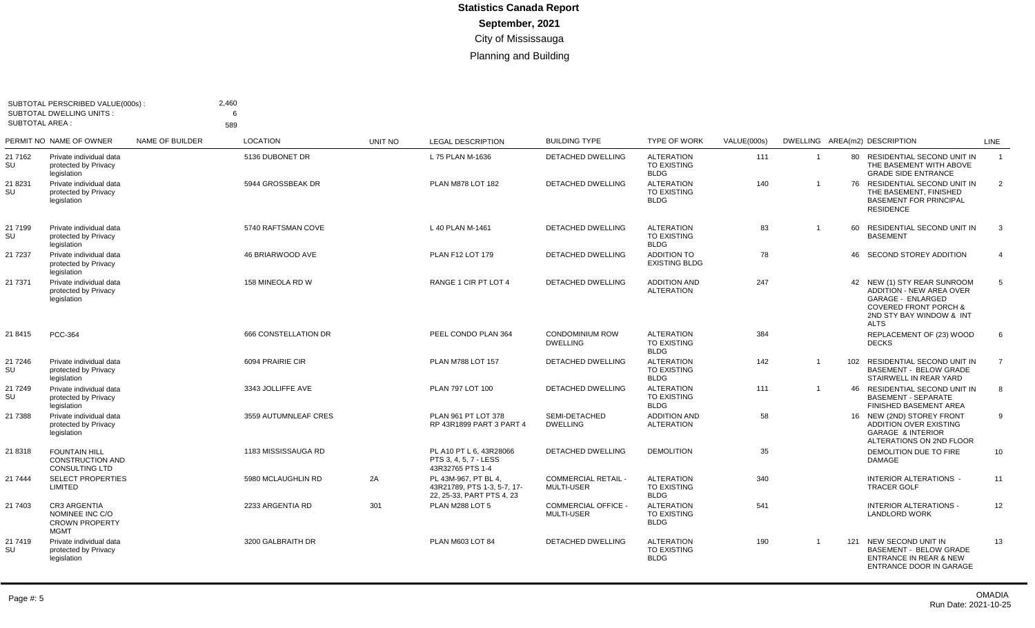# Statistics Canada Report

**September, 2021**

City of Mississauga

Planning and Building

SUBTOTAL PERSCRIBED VALUE(000s) : 2,460
SUBTOTAL DWELLING UNITS : 6
SUBTOTAL AREA : 589

| PERMIT NO | NAME OF OWNER | NAME OF BUILDER | LOCATION | UNIT NO | LEGAL DESCRIPTION | BUILDING TYPE | TYPE OF WORK | VALUE(000s) | DWELLING | AREA(m2) | DESCRIPTION | LINE |
|---|---|---|---|---|---|---|---|---|---|---|---|---|
| 21 7162 SU | Private individual data protected by Privacy legislation | | 5136 DUBONET DR | | L 75 PLAN M-1636 | DETACHED DWELLING | ALTERATION TO EXISTING BLDG | 111 | 1 | 80 | RESIDENTIAL SECOND UNIT IN THE BASEMENT WITH ABOVE GRADE SIDE ENTRANCE | 1 |
| 21 8231 SU | Private individual data protected by Privacy legislation | | 5944 GROSSBEAK DR | | PLAN M878 LOT 182 | DETACHED DWELLING | ALTERATION TO EXISTING BLDG | 140 | 1 | 76 | RESIDENTIAL SECOND UNIT IN THE BASEMENT, FINISHED BASEMENT FOR PRINCIPAL RESIDENCE | 2 |
| 21 7199 SU | Private individual data protected by Privacy legislation | | 5740 RAFTSMAN COVE | | L 40 PLAN M-1461 | DETACHED DWELLING | ALTERATION TO EXISTING BLDG | 83 | 1 | 60 | RESIDENTIAL SECOND UNIT IN BASEMENT | 3 |
| 21 7237 | Private individual data protected by Privacy legislation | | 46 BRIARWOOD AVE | | PLAN F12 LOT 179 | DETACHED DWELLING | ADDITION TO EXISTING BLDG | 78 | | 46 | SECOND STOREY ADDITION | 4 |
| 21 7371 | Private individual data protected by Privacy legislation | | 158 MINEOLA RD W | | RANGE 1 CIR PT LOT 4 | DETACHED DWELLING | ADDITION AND ALTERATION | 247 | | 42 | NEW (1) STY REAR SUNROOM ADDITION - NEW AREA OVER GARAGE - ENLARGED COVERED FRONT PORCH & 2ND STY BAY WINDOW & INT ALTS | 5 |
| 21 8415 | PCC-364 | | 666 CONSTELLATION DR | | PEEL CONDO PLAN 364 | CONDOMINIUM ROW DWELLING | ALTERATION TO EXISTING BLDG | 384 | | | REPLACEMENT OF (23) WOOD DECKS | 6 |
| 21 7246 SU | Private individual data protected by Privacy legislation | | 6094 PRAIRIE CIR | | PLAN M788 LOT 157 | DETACHED DWELLING | ALTERATION TO EXISTING BLDG | 142 | 1 | 102 | RESIDENTIAL SECOND UNIT IN BASEMENT - BELOW GRADE STAIRWELL IN REAR YARD | 7 |
| 21 7249 SU | Private individual data protected by Privacy legislation | | 3343 JOLLIFFE AVE | | PLAN 797 LOT 100 | DETACHED DWELLING | ALTERATION TO EXISTING BLDG | 111 | 1 | 46 | RESIDENTIAL SECOND UNIT IN BASEMENT - SEPARATE FINISHED BASEMENT AREA | 8 |
| 21 7388 | Private individual data protected by Privacy legislation | | 3559 AUTUMNLEAF CRES | | PLAN 961 PT LOT 378 RP 43R1899 PART 3 PART 4 | SEMI-DETACHED DWELLING | ADDITION AND ALTERATION | 58 | | 16 | NEW (2ND) STOREY FRONT ADDITION OVER EXISTING GARAGE & INTERIOR ALTERATIONS ON 2ND FLOOR | 9 |
| 21 8318 | FOUNTAIN HILL CONSTRUCTION AND CONSULTING LTD | | 1183 MISSISSAUGA RD | | PL A10 PT L 6, 43R28066 PTS 3, 4, 5, 7 - LESS 43R32765 PTS 1-4 | DETACHED DWELLING | DEMOLITION | 35 | | | DEMOLITION DUE TO FIRE DAMAGE | 10 |
| 21 7444 | SELECT PROPERTIES LIMITED | | 5980 MCLAUGHLIN RD | 2A | PL 43M-967, PT BL 4, 43R21789, PTS 1-3, 5-7, 17-22, 25-33, PART PTS 4, 23 | COMMERCIAL RETAIL - MULTI-USER | ALTERATION TO EXISTING BLDG | 340 | | | INTERIOR ALTERATIONS - TRACER GOLF | 11 |
| 21 7403 | CR3 ARGENTIA NOMINEE INC C/O CROWN PROPERTY MGMT | | 2233 ARGENTIA RD | 301 | PLAN M288 LOT 5 | COMMERCIAL OFFICE - MULTI-USER | ALTERATION TO EXISTING BLDG | 541 | | | INTERIOR ALTERATIONS - LANDLORD WORK | 12 |
| 21 7419 SU | Private individual data protected by Privacy legislation | | 3200 GALBRAITH DR | | PLAN M603 LOT 84 | DETACHED DWELLING | ALTERATION TO EXISTING BLDG | 190 | 1 | 121 | NEW SECOND UNIT IN BASEMENT - BELOW GRADE ENTRANCE IN REAR & NEW ENTRANCE DOOR IN GARAGE | 13 |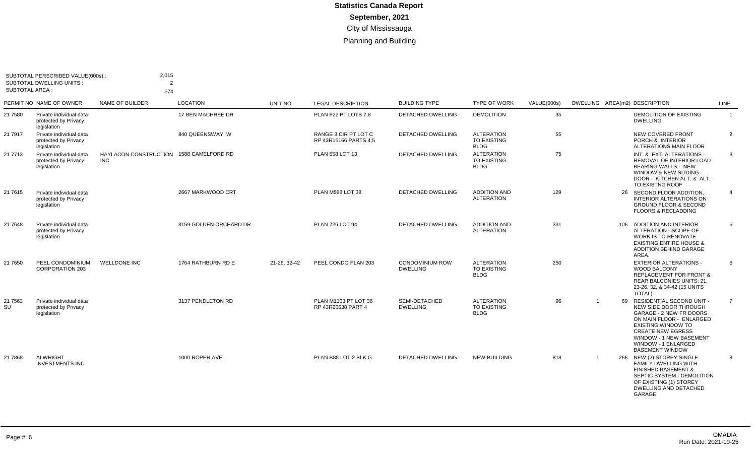# Statistics Canada Report

**September, 2021**

City of Mississauga

Planning and Building

SUBTOTAL PERSCRIBED VALUE(000s) : 2,015
SUBTOTAL DWELLING UNITS : 2
SUBTOTAL AREA : 574

| PERMIT NO | NAME OF OWNER | NAME OF BUILDER | LOCATION | UNIT NO | LEGAL DESCRIPTION | BUILDING TYPE | TYPE OF WORK | VALUE(000s) | DWELLING | AREA(m2) | DESCRIPTION | LINE |
|---|---|---|---|---|---|---|---|---|---|---|---|---|
| 21 7580 | Private individual data protected by Privacy legislation | | 17 BEN MACHREE DR | | PLAN F22 PT LOTS 7,8 | DETACHED DWELLING | DEMOLITION | 35 | | | DEMOLITION OF EXISTING DWELLING | 1 |
| 21 7917 | Private individual data protected by Privacy legislation | | 840 QUEENSWAY W | | RANGE 3 CIR PT LOT C RP 43R15166 PARTS 4,5 | DETACHED DWELLING | ALTERATION TO EXISTING BLDG | 55 | | | NEW COVERED FRONT PORCH & INTERIOR ALTERATIONS MAIN FLOOR | 2 |
| 21 7713 | Private individual data protected by Privacy legislation | HAYLACON CONSTRUCTION INC | 1588 CAMELFORD RD | | PLAN 558 LOT 13 | DETACHED DWELLING | ALTERATION TO EXISTING BLDG | 75 | | | INT. & EXT. ALTERATIONS - REMOVAL OF INTERIOR LOAD BEARING WALLS - NEW WINDOW & NEW SLIDING DOOR - KITCHEN ALT. & ALT. TO EXISTNG ROOF | 3 |
| 21 7615 | Private individual data protected by Privacy legislation | | 2667 MARKWOOD CRT | | PLAN M588 LOT 38 | DETACHED DWELLING | ADDITION AND ALTERATION | 129 | | 26 | SECOND FLOOR ADDITION, INTERIOR ALTERATIONS ON GROUND FLOOR & SECOND FLOORS & RECLADDING | 4 |
| 21 7648 | Private individual data protected by Privacy legislation | | 3159 GOLDEN ORCHARD DR | | PLAN 726 LOT 94 | DETACHED DWELLING | ADDITION AND ALTERATION | 331 | | 106 | ADDITION AND INTERIOR ALTERATION - SCOPE OF WORK IS TO RENOVATE EXISTING ENTIRE HOUSE & ADDITION BEHIND GARAGE AREA. | 5 |
| 21 7650 | PEEL CONDOMINIUM CORPORATION 203 | WELLDONE INC | 1764 RATHBURN RD E | 21-26, 32-42 | PEEL CONDO PLAN 203 | CONDOMINIUM ROW DWELLING | ALTERATION TO EXISTING BLDG | 250 | | | EXTERIOR ALTERATIONS - WOOD BALCONY REPLACEMENT FOR FRONT & REAR BALCONIES UNITS: 21, 23-26, 32, & 34-42 (15 UNITS TOTAL) | 6 |
| 21 7563 SU | Private individual data protected by Privacy legislation | | 3137 PENDLETON RD | | PLAN M1103 PT LOT 36 RP 43R20638 PART 4 | SEMI-DETACHED DWELLING | ALTERATION TO EXISTING BLDG | 96 | 1 | 69 | RESIDENTIAL SECOND UNIT - NEW SIDE DOOR THROUGH GARAGE - 2 NEW FR DOORS ON MAIN FLOOR - ENLARGED EXISTING WINDOW TO CREATE NEW EGRESS WINDOW - 1 NEW BASEMENT WINDOW - 1 ENLARGED BASEMENT WINDOW | 7 |
| 21 7868 | ALWRIGHT INVESTMENTS INC | | 1000 ROPER AVE | | PLAN B88 LOT 2 BLK G | DETACHED DWELLING | NEW BUILDING | 818 | 1 | 266 | NEW (2) STOREY SINGLE FAMILY DWELLING WITH FINISHED BASEMENT & SEPTIC SYSTEM - DEMOLITION OF EXISTING (1) STOREY DWELLING AND DETACHED GARAGE | 8 |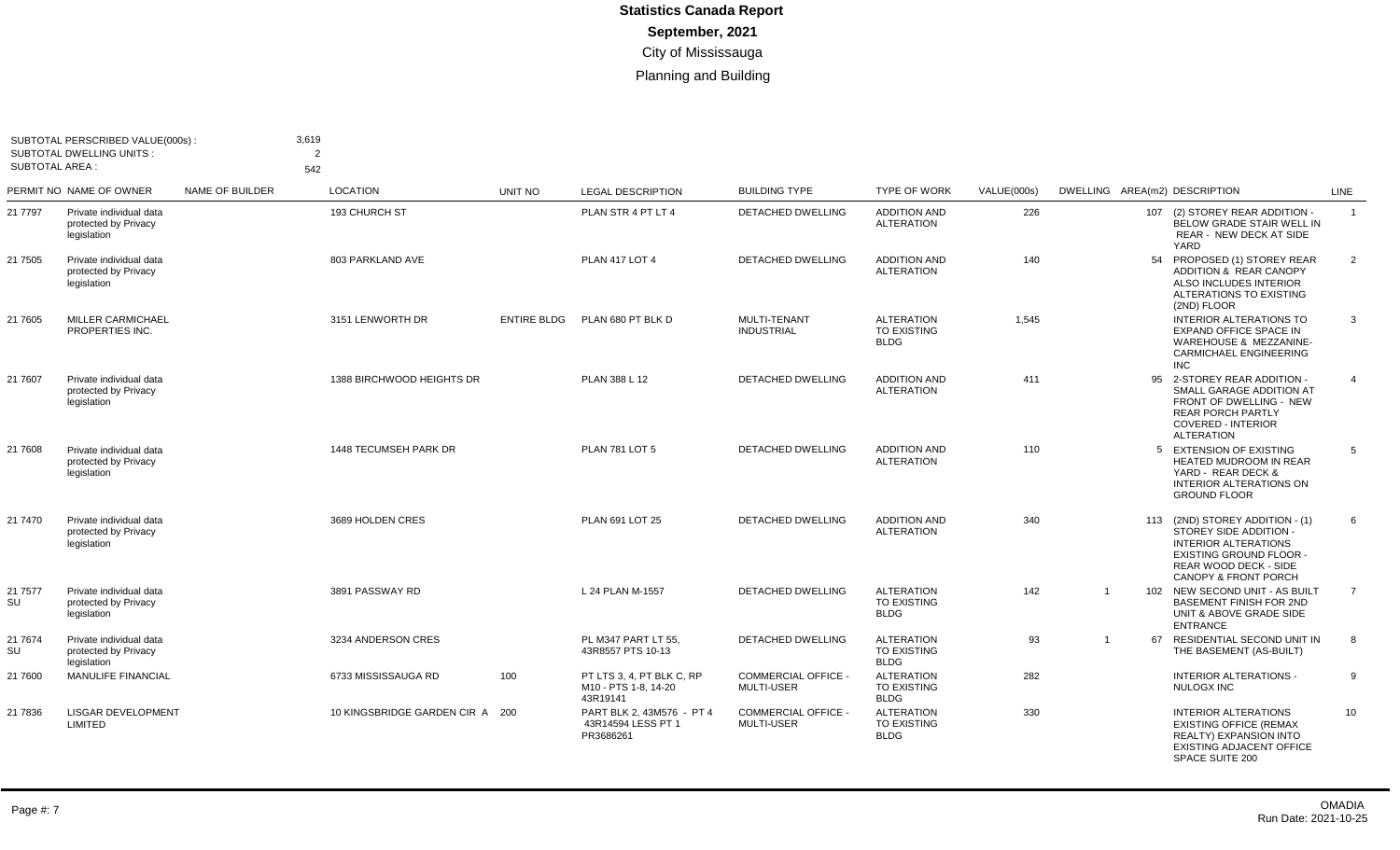# Statistics Canada Report

**September, 2021**

City of Mississauga

Planning and Building

SUBTOTAL PERSCRIBED VALUE(000s) : 3,619
SUBTOTAL DWELLING UNITS : 2
SUBTOTAL AREA : 542

| PERMIT NO | NAME OF OWNER | NAME OF BUILDER | LOCATION | UNIT NO | LEGAL DESCRIPTION | BUILDING TYPE | TYPE OF WORK | VALUE(000s) | DWELLING | AREA(m2) | DESCRIPTION | LINE |
|---|---|---|---|---|---|---|---|---|---|---|---|---|
| 21 7797 | Private individual data protected by Privacy legislation | | 193 CHURCH ST | | PLAN STR 4 PT LT 4 | DETACHED DWELLING | ADDITION AND ALTERATION | 226 | | 107 | (2) STOREY REAR ADDITION - BELOW GRADE STAIR WELL IN REAR - NEW DECK AT SIDE YARD | 1 |
| 21 7505 | Private individual data protected by Privacy legislation | | 803 PARKLAND AVE | | PLAN 417 LOT 4 | DETACHED DWELLING | ADDITION AND ALTERATION | 140 | | 54 | PROPOSED (1) STOREY REAR ADDITION & REAR CANOPY ALSO INCLUDES INTERIOR ALTERATIONS TO EXISTING (2ND) FLOOR | 2 |
| 21 7605 | MILLER CARMICHAEL PROPERTIES INC. | | 3151 LENWORTH DR | ENTIRE BLDG | PLAN 680 PT BLK D | MULTI-TENANT INDUSTRIAL | ALTERATION TO EXISTING BLDG | 1,545 | | | INTERIOR ALTERATIONS TO EXPAND OFFICE SPACE IN WAREHOUSE & MEZZANINE- CARMICHAEL ENGINEERING INC | 3 |
| 21 7607 | Private individual data protected by Privacy legislation | | 1388 BIRCHWOOD HEIGHTS DR | | PLAN 388 L 12 | DETACHED DWELLING | ADDITION AND ALTERATION | 411 | | 95 | 2-STOREY REAR ADDITION - SMALL GARAGE ADDITION AT FRONT OF DWELLING - NEW REAR PORCH PARTLY COVERED - INTERIOR ALTERATION | 4 |
| 21 7608 | Private individual data protected by Privacy legislation | | 1448 TECUMSEH PARK DR | | PLAN 781 LOT 5 | DETACHED DWELLING | ADDITION AND ALTERATION | 110 | | 5 | EXTENSION OF EXISTING HEATED MUDROOM IN REAR YARD - REAR DECK & INTERIOR ALTERATIONS ON GROUND FLOOR | 5 |
| 21 7470 | Private individual data protected by Privacy legislation | | 3689 HOLDEN CRES | | PLAN 691 LOT 25 | DETACHED DWELLING | ADDITION AND ALTERATION | 340 | | 113 | (2ND) STOREY ADDITION - (1) STOREY SIDE ADDITION - INTERIOR ALTERATIONS EXISTING GROUND FLOOR - REAR WOOD DECK - SIDE CANOPY & FRONT PORCH | 6 |
| 21 7577 SU | Private individual data protected by Privacy legislation | | 3891 PASSWAY RD | | L 24 PLAN M-1557 | DETACHED DWELLING | ALTERATION TO EXISTING BLDG | 142 | 1 | 102 | NEW SECOND UNIT - AS BUILT BASEMENT FINISH FOR 2ND UNIT & ABOVE GRADE SIDE ENTRANCE | 7 |
| 21 7674 SU | Private individual data protected by Privacy legislation | | 3234 ANDERSON CRES | | PL M347 PART LT 55, 43R8557 PTS 10-13 | DETACHED DWELLING | ALTERATION TO EXISTING BLDG | 93 | 1 | 67 | RESIDENTIAL SECOND UNIT IN THE BASEMENT (AS-BUILT) | 8 |
| 21 7600 | MANULIFE FINANCIAL | | 6733 MISSISSAUGA RD | 100 | PT LTS 3, 4, PT BLK C, RP M10 - PTS 1-8, 14-20 43R19141 | COMMERCIAL OFFICE - MULTI-USER | ALTERATION TO EXISTING BLDG | 282 | | | INTERIOR ALTERATIONS - NULOGX INC | 9 |
| 21 7836 | LISGAR DEVELOPMENT LIMITED | | 10 KINGSBRIDGE GARDEN CIR A | 200 | PART BLK 2, 43M576 - PT 4 43R14594 LESS PT 1 PR3686261 | COMMERCIAL OFFICE - MULTI-USER | ALTERATION TO EXISTING BLDG | 330 | | | INTERIOR ALTERATIONS EXISTING OFFICE (REMAX REALTY) EXPANSION INTO EXISTING ADJACENT OFFICE SPACE SUITE 200 | 10 |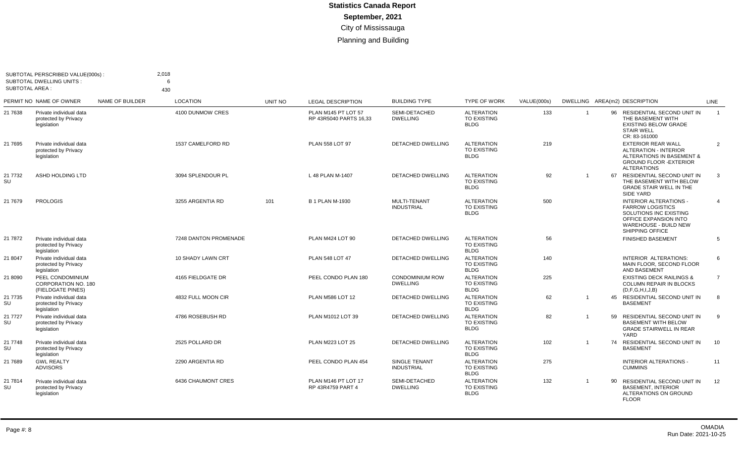# Statistics Canada Report
## September, 2021
### City of Mississauga
### Planning and Building

SUBTOTAL PERSCRIBED VALUE(000s) : 2,018
SUBTOTAL DWELLING UNITS : 6
SUBTOTAL AREA : 430

| PERMIT NO | NAME OF OWNER | NAME OF BUILDER | LOCATION | UNIT NO | LEGAL DESCRIPTION | BUILDING TYPE | TYPE OF WORK | VALUE(000s) | DWELLING | AREA(m2) | DESCRIPTION | LINE |
|---|---|---|---|---|---|---|---|---|---|---|---|---|
| 21 7638 | Private individual data protected by Privacy legislation | | 4100 DUNMOW CRES | | PLAN M145 PT LOT 57 RP 43R5040 PARTS 16,33 | SEMI-DETACHED DWELLING | ALTERATION TO EXISTING BLDG | 133 | 1 | 96 | RESIDENTIAL SECOND UNIT IN THE BASEMENT WITH EXISTING BELOW GRADE STAIR WELL CR: 83-161000 | 1 |
| 21 7695 | Private individual data protected by Privacy legislation | | 1537 CAMELFORD RD | | PLAN 558 LOT 97 | DETACHED DWELLING | ALTERATION TO EXISTING BLDG | 219 | | | EXTERIOR REAR WALL ALTERATION - INTERIOR ALTERATIONS IN BASEMENT & GROUND FLOOR -EXTERIOR ALTERATIONS | 2 |
| 21 7732 SU | ASHD HOLDING LTD | | 3094 SPLENDOUR PL | | L 48 PLAN M-1407 | DETACHED DWELLING | ALTERATION TO EXISTING BLDG | 92 | 1 | 67 | RESIDENTIAL SECOND UNIT IN THE BASEMENT WITH BELOW GRADE STAIR WELL IN THE SIDE YARD | 3 |
| 21 7679 | PROLOGIS | | 3255 ARGENTIA RD | 101 | B 1 PLAN M-1930 | MULTI-TENANT INDUSTRIAL | ALTERATION TO EXISTING BLDG | 500 | | | INTERIOR ALTERATIONS - FARROW LOGISTICS SOLUTIONS INC EXISTING OFFICE EXPANSION INTO WAREHOUSE - BUILD NEW SHIPPING OFFICE | 4 |
| 21 7872 | Private individual data protected by Privacy legislation | | 7248 DANTON PROMENADE | | PLAN M424 LOT 90 | DETACHED DWELLING | ALTERATION TO EXISTING BLDG | 56 | | | FINISHED BASEMENT | 5 |
| 21 8047 | Private individual data protected by Privacy legislation | | 10 SHADY LAWN CRT | | PLAN 548 LOT 47 | DETACHED DWELLING | ALTERATION TO EXISTING BLDG | 140 | | | INTERIOR ALTERATIONS: MAIN FLOOR, SECOND FLOOR AND BASEMENT | 6 |
| 21 8090 | PEEL CONDOMINIUM CORPORATION NO. 180 (FIELDGATE PINES) | | 4165 FIELDGATE DR | | PEEL CONDO PLAN 180 | CONDOMINIUM ROW DWELLING | ALTERATION TO EXISTING BLDG | 225 | | | EXISTING DECK RAILINGS & COLUMN REPAIR IN BLOCKS (D,F,G,H,I,J,B) | 7 |
| 21 7735 SU | Private individual data protected by Privacy legislation | | 4832 FULL MOON CIR | | PLAN M586 LOT 12 | DETACHED DWELLING | ALTERATION TO EXISTING BLDG | 62 | 1 | 45 | RESIDENTIAL SECOND UNIT IN BASEMENT | 8 |
| 21 7727 SU | Private individual data protected by Privacy legislation | | 4786 ROSEBUSH RD | | PLAN M1012 LOT 39 | DETACHED DWELLING | ALTERATION TO EXISTING BLDG | 82 | 1 | 59 | RESIDENTIAL SECOND UNIT IN BASEMENT WITH BELOW GRADE STAIRWELL IN REAR YARD | 9 |
| 21 7748 SU | Private individual data protected by Privacy legislation | | 2525 POLLARD DR | | PLAN M223 LOT 25 | DETACHED DWELLING | ALTERATION TO EXISTING BLDG | 102 | 1 | 74 | RESIDENTIAL SECOND UNIT IN BASEMENT | 10 |
| 21 7689 | GWL REALTY ADVISORS | | 2290 ARGENTIA RD | | PEEL CONDO PLAN 454 | SINGLE TENANT INDUSTRIAL | ALTERATION TO EXISTING BLDG | 275 | | | INTERIOR ALTERATIONS - CUMMINS | 11 |
| 21 7814 SU | Private individual data protected by Privacy legislation | | 6436 CHAUMONT CRES | | PLAN M146 PT LOT 17 RP 43R4759 PART 4 | SEMI-DETACHED DWELLING | ALTERATION TO EXISTING BLDG | 132 | 1 | 90 | RESIDENTIAL SECOND UNIT IN BASEMENT, INTERIOR ALTERATIONS ON GROUND FLOOR | 12 |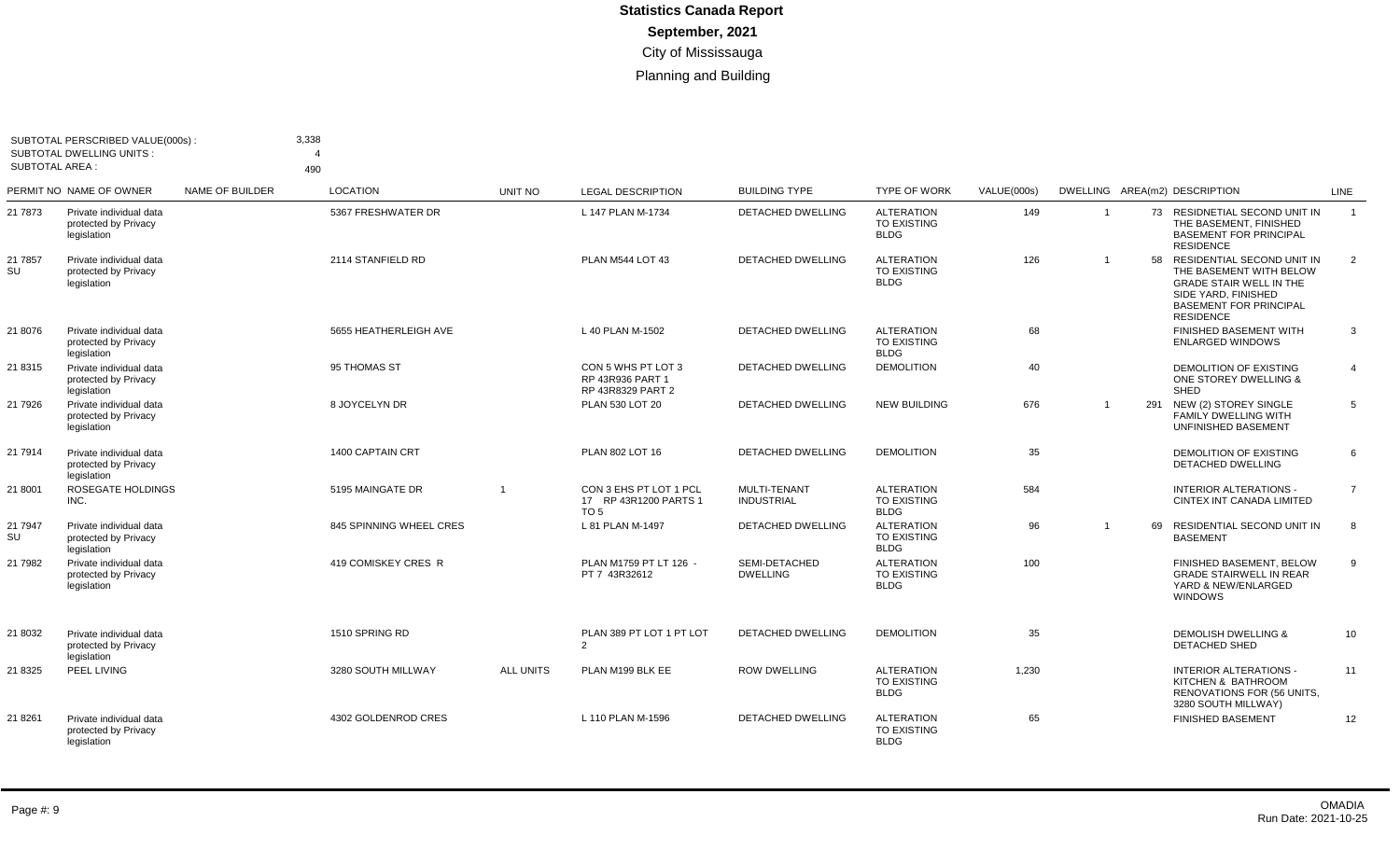# Statistics Canada Report
**September, 2021**
City of Mississauga
Planning and Building

SUBTOTAL PERSCRIBED VALUE(000s) : 3,338
SUBTOTAL DWELLING UNITS : 4
SUBTOTAL AREA : 490

| PERMIT NO | NAME OF OWNER | NAME OF BUILDER | LOCATION | UNIT NO | LEGAL DESCRIPTION | BUILDING TYPE | TYPE OF WORK | VALUE(000s) | DWELLING | AREA(m2) | DESCRIPTION | LINE |
|---|---|---|---|---|---|---|---|---|---|---|---|---|
| 21 7873 | Private individual data protected by Privacy legislation | | 5367 FRESHWATER DR | | L 147 PLAN M-1734 | DETACHED DWELLING | ALTERATION TO EXISTING BLDG | 149 | 1 | 73 | RESIDNETIAL SECOND UNIT IN THE BASEMENT, FINISHED BASEMENT FOR PRINCIPAL RESIDENCE | 1 |
| 21 7857 SU | Private individual data protected by Privacy legislation | | 2114 STANFIELD RD | | PLAN M544 LOT 43 | DETACHED DWELLING | ALTERATION TO EXISTING BLDG | 126 | 1 | 58 | RESIDENTIAL SECOND UNIT IN THE BASEMENT WITH BELOW GRADE STAIR WELL IN THE SIDE YARD, FINISHED BASEMENT FOR PRINCIPAL RESIDENCE | 2 |
| 21 8076 | Private individual data protected by Privacy legislation | | 5655 HEATHERLEIGH AVE | | L 40 PLAN M-1502 | DETACHED DWELLING | ALTERATION TO EXISTING BLDG | 68 | | | FINISHED BASEMENT WITH ENLARGED WINDOWS | 3 |
| 21 8315 | Private individual data protected by Privacy legislation | | 95 THOMAS ST | | CON 5 WHS PT LOT 3 RP 43R936 PART 1 RP 43R8329 PART 2 | DETACHED DWELLING | DEMOLITION | 40 | | | DEMOLITION OF EXISTING ONE STOREY DWELLING & SHED | 4 |
| 21 7926 | Private individual data protected by Privacy legislation | | 8 JOYCELYN DR | | PLAN 530 LOT 20 | DETACHED DWELLING | NEW BUILDING | 676 | 1 | 291 | NEW (2) STOREY SINGLE FAMILY DWELLING WITH UNFINISHED BASEMENT | 5 |
| 21 7914 | Private individual data protected by Privacy legislation | | 1400 CAPTAIN CRT | | PLAN 802 LOT 16 | DETACHED DWELLING | DEMOLITION | 35 | | | DEMOLITION OF EXISTING DETACHED DWELLING | 6 |
| 21 8001 | ROSEGATE HOLDINGS INC. | | 5195 MAINGATE DR | 1 | CON 3 EHS PT LOT 1 PCL 17 RP 43R1200 PARTS 1 TO 5 | MULTI-TENANT INDUSTRIAL | ALTERATION TO EXISTING BLDG | 584 | | | INTERIOR ALTERATIONS - CINTEX INT CANADA LIMITED | 7 |
| 21 7947 SU | Private individual data protected by Privacy legislation | | 845 SPINNING WHEEL CRES | | L 81 PLAN M-1497 | DETACHED DWELLING | ALTERATION TO EXISTING BLDG | 96 | 1 | 69 | RESIDENTIAL SECOND UNIT IN BASEMENT | 8 |
| 21 7982 | Private individual data protected by Privacy legislation | | 419 COMISKEY CRES R | | PLAN M1759 PT LT 126 - PT 7 43R32612 | SEMI-DETACHED DWELLING | ALTERATION TO EXISTING BLDG | 100 | | | FINISHED BASEMENT, BELOW GRADE STAIRWELL IN REAR YARD & NEW/ENLARGED WINDOWS | 9 |
| 21 8032 | Private individual data protected by Privacy legislation | | 1510 SPRING RD | | PLAN 389 PT LOT 1 PT LOT 2 | DETACHED DWELLING | DEMOLITION | 35 | | | DEMOLISH DWELLING & DETACHED SHED | 10 |
| 21 8325 | PEEL LIVING | | 3280 SOUTH MILLWAY | ALL UNITS | PLAN M199 BLK EE | ROW DWELLING | ALTERATION TO EXISTING BLDG | 1,230 | | | INTERIOR ALTERATIONS - KITCHEN & BATHROOM RENOVATIONS FOR (56 UNITS, 3280 SOUTH MILLWAY) | 11 |
| 21 8261 | Private individual data protected by Privacy legislation | | 4302 GOLDENROD CRES | | L 110 PLAN M-1596 | DETACHED DWELLING | ALTERATION TO EXISTING BLDG | 65 | | | FINISHED BASEMENT | 12 |

OMADIA
Run Date: 2021-10-25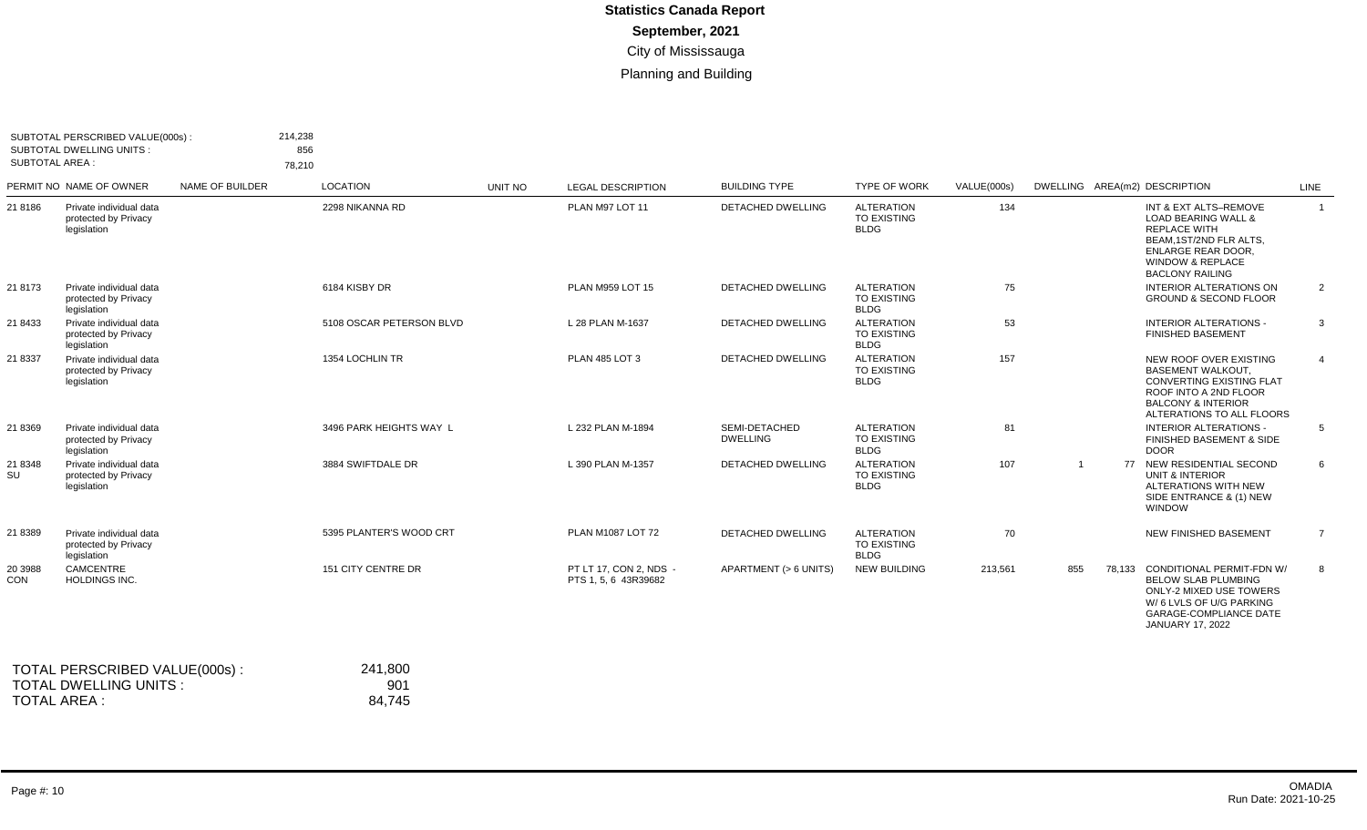# Statistics Canada Report

**September, 2021**

City of Mississauga

Planning and Building

SUBTOTAL PERSCRIBED VALUE(000s) : 214,238
SUBTOTAL DWELLING UNITS : 856
SUBTOTAL AREA : 78,210

| PERMIT NO | NAME OF OWNER | NAME OF BUILDER | LOCATION | UNIT NO | LEGAL DESCRIPTION | BUILDING TYPE | TYPE OF WORK | VALUE(000s) | DWELLING | AREA(m2) | DESCRIPTION | LINE |
|---|---|---|---|---|---|---|---|---|---|---|---|---|
| 21 8186 | Private individual data protected by Privacy legislation | | 2298 NIKANNA RD | | PLAN M97 LOT 11 | DETACHED DWELLING | ALTERATION TO EXISTING BLDG | 134 | | | INT & EXT ALTS–REMOVE LOAD BEARING WALL & REPLACE WITH BEAM,1ST/2ND FLR ALTS, ENLARGE REAR DOOR, WINDOW & REPLACE BACLONY RAILING | 1 |
| 21 8173 | Private individual data protected by Privacy legislation | | 6184 KISBY DR | | PLAN M959 LOT 15 | DETACHED DWELLING | ALTERATION TO EXISTING BLDG | 75 | | | INTERIOR ALTERATIONS ON GROUND & SECOND FLOOR | 2 |
| 21 8433 | Private individual data protected by Privacy legislation | | 5108 OSCAR PETERSON BLVD | | L 28 PLAN M-1637 | DETACHED DWELLING | ALTERATION TO EXISTING BLDG | 53 | | | INTERIOR ALTERATIONS - FINISHED BASEMENT | 3 |
| 21 8337 | Private individual data protected by Privacy legislation | | 1354 LOCHLIN TR | | PLAN 485 LOT 3 | DETACHED DWELLING | ALTERATION TO EXISTING BLDG | 157 | | | NEW ROOF OVER EXISTING BASEMENT WALKOUT, CONVERTING EXISTING FLAT ROOF INTO A 2ND FLOOR BALCONY & INTERIOR ALTERATIONS TO ALL FLOORS | 4 |
| 21 8369 | Private individual data protected by Privacy legislation | | 3496 PARK HEIGHTS WAY L | | L 232 PLAN M-1894 | SEMI-DETACHED DWELLING | ALTERATION TO EXISTING BLDG | 81 | | | INTERIOR ALTERATIONS - FINISHED BASEMENT & SIDE DOOR | 5 |
| 21 8348 SU | Private individual data protected by Privacy legislation | | 3884 SWIFTDALE DR | | L 390 PLAN M-1357 | DETACHED DWELLING | ALTERATION TO EXISTING BLDG | 107 | 1 | 77 | NEW RESIDENTIAL SECOND UNIT & INTERIOR ALTERATIONS WITH NEW SIDE ENTRANCE & (1) NEW WINDOW | 6 |
| 21 8389 | Private individual data protected by Privacy legislation | | 5395 PLANTER'S WOOD CRT | | PLAN M1087 LOT 72 | DETACHED DWELLING | ALTERATION TO EXISTING BLDG | 70 | | | NEW FINISHED BASEMENT | 7 |
| 20 3988 CON | CAMCENTRE HOLDINGS INC. | | 151 CITY CENTRE DR | | PT LT 17, CON 2, NDS - PTS 1, 5, 6 43R39682 | APARTMENT (> 6 UNITS) | NEW BUILDING | 213,561 | 855 | 78,133 | CONDITIONAL PERMIT-FDN W/ BELOW SLAB PLUMBING ONLY-2 MIXED USE TOWERS W/ 6 LVLS OF U/G PARKING GARAGE-COMPLIANCE DATE JANUARY 17, 2022 | 8 |

TOTAL PERSCRIBED VALUE(000s) : 241,800
TOTAL DWELLING UNITS : 901
TOTAL AREA : 84,745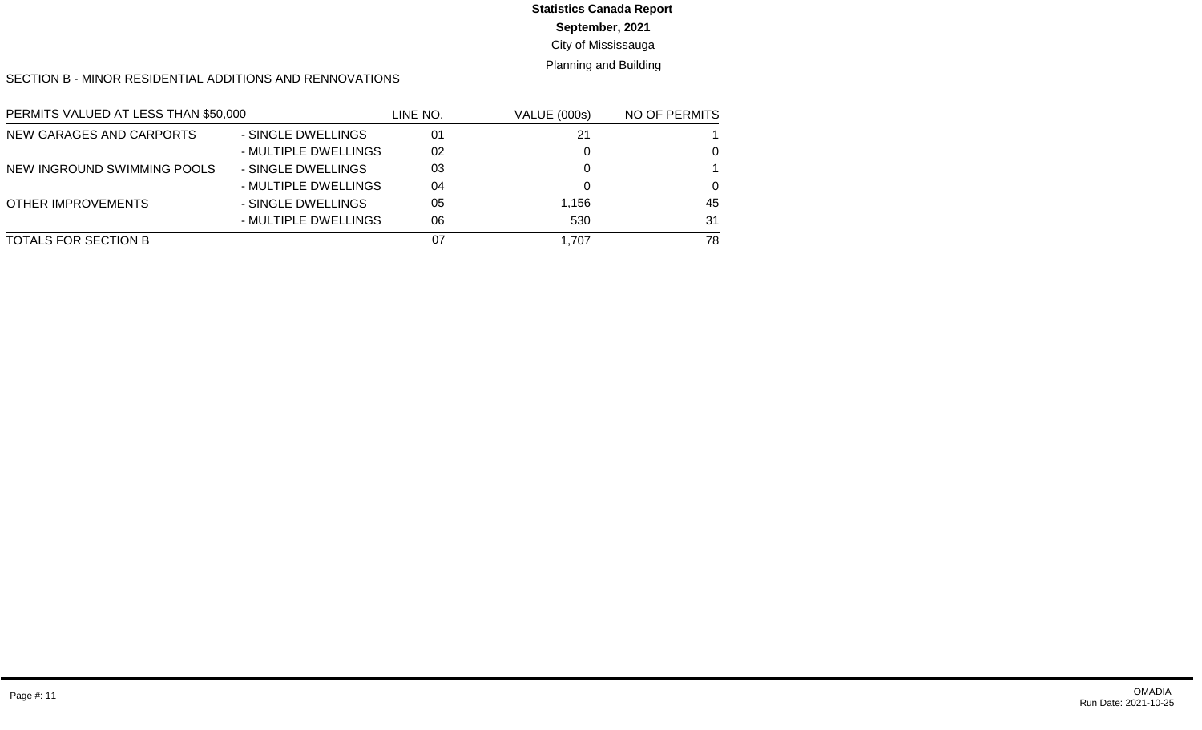**Statistics Canada Report**

**September, 2021**

City of Mississauga

Planning and Building

SECTION B - MINOR RESIDENTIAL ADDITIONS AND RENNOVATIONS

| PERMITS VALUED AT LESS THAN $50,000 | | LINE NO. | VALUE (000s) | NO OF PERMITS |
|---|---|---|---|---|
| NEW GARAGES AND CARPORTS | - SINGLE DWELLINGS | 01 | 21 | 1 |
| | - MULTIPLE DWELLINGS | 02 | 0 | 0 |
| NEW INGROUND SWIMMING POOLS | - SINGLE DWELLINGS | 03 | 0 | 1 |
| | - MULTIPLE DWELLINGS | 04 | 0 | 0 |
| OTHER IMPROVEMENTS | - SINGLE DWELLINGS | 05 | 1,156 | 45 |
| | - MULTIPLE DWELLINGS | 06 | 530 | 31 |
| TOTALS FOR SECTION B | | 07 | 1,707 | 78 |

OMADIA
Run Date: 2021-10-25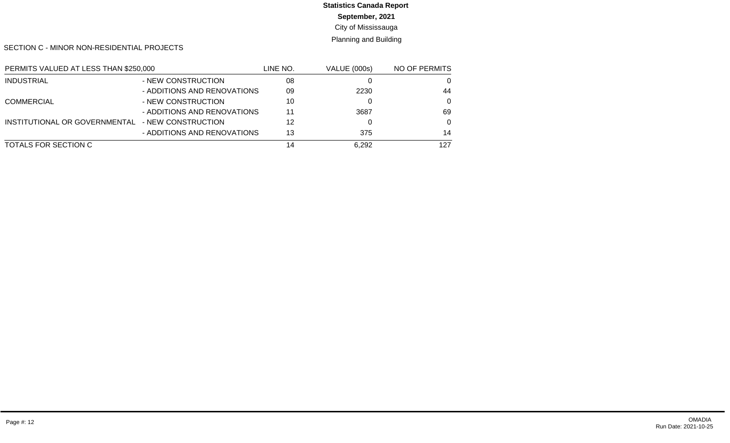# Statistics Canada Report

**September, 2021**

City of Mississauga

Planning and Building

SECTION C - MINOR NON-RESIDENTIAL PROJECTS

| PERMITS VALUED AT LESS THAN $250,000 | | LINE NO. | VALUE (000s) | NO OF PERMITS |
|---|---|---|---|---|
| INDUSTRIAL | - NEW CONSTRUCTION | 08 | 0 | 0 |
| | - ADDITIONS AND RENOVATIONS | 09 | 2230 | 44 |
| COMMERCIAL | - NEW CONSTRUCTION | 10 | 0 | 0 |
| | - ADDITIONS AND RENOVATIONS | 11 | 3687 | 69 |
| INSTITUTIONAL OR GOVERNMENTAL | - NEW CONSTRUCTION | 12 | 0 | 0 |
| | - ADDITIONS AND RENOVATIONS | 13 | 375 | 14 |
| TOTALS FOR SECTION C | | 14 | 6,292 | 127 |

OMADIA
Run Date: 2021-10-25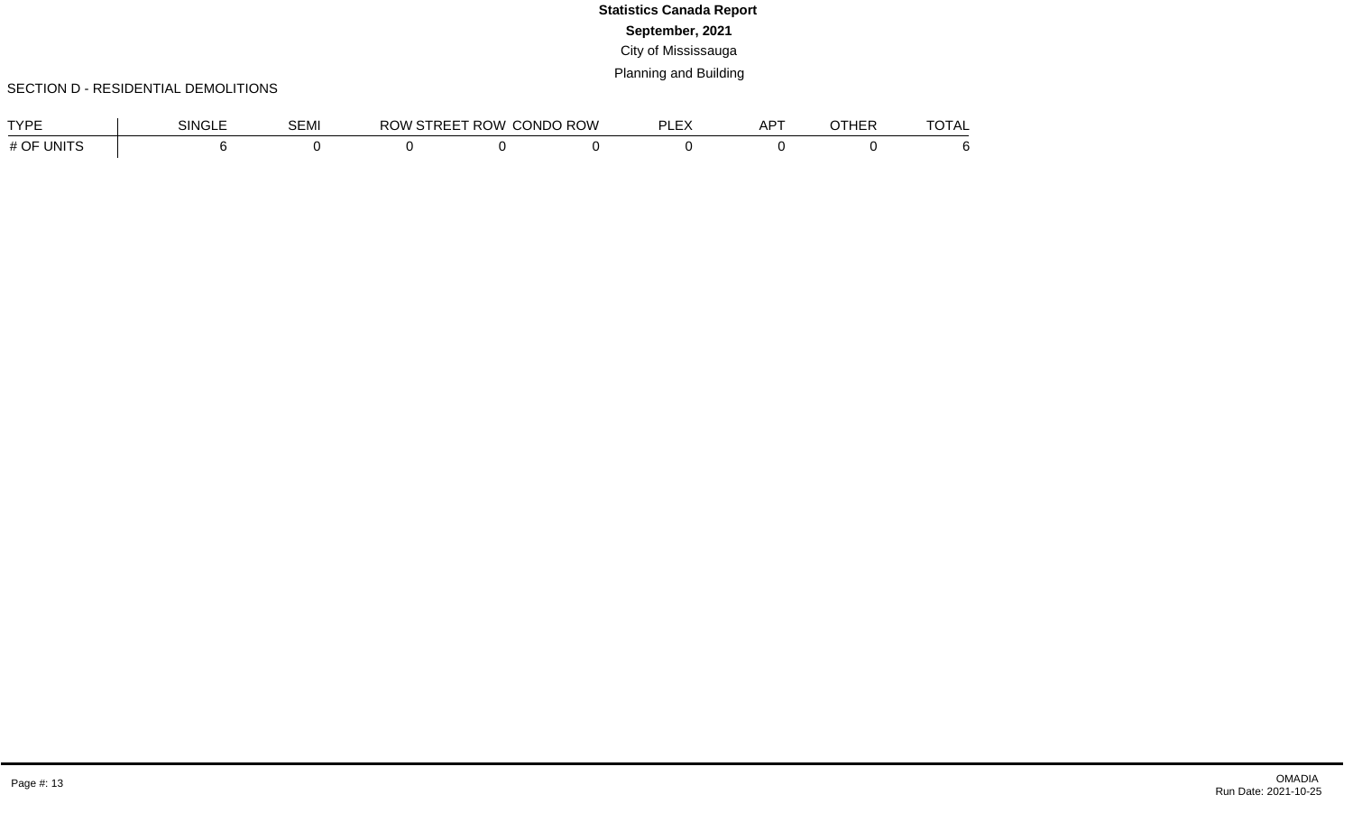**Statistics Canada Report**

**September, 2021**

City of Mississauga

Planning and Building

SECTION D - RESIDENTIAL DEMOLITIONS

| TYPE | SINGLE | SEMI | ROW STREET | ROW CONDO | ROW PLEX | APT | OTHER | TOTAL |
|---|---|---|---|---|---|---|---|---|
| # OF UNITS | 6 | 0 | 0 | 0 | 0 | 0 | 0 | 6 |

OMADIA
Run Date: 2021-10-25